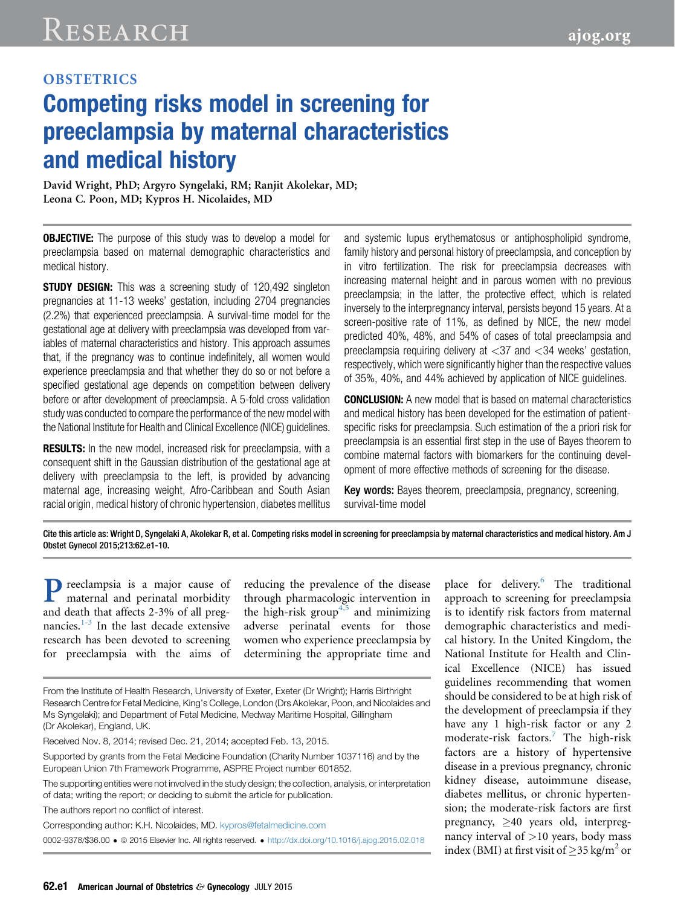OBSTETRICS

# Competing risks model in screening for preeclampsia by maternal characteristics and medical history

David Wright, PhD; Argyro Syngelaki, RM; Ranjit Akolekar, MD; Leona C. Poon, MD; Kypros H. Nicolaides, MD

**OBJECTIVE:** The purpose of this study was to develop a model for preeclampsia based on maternal demographic characteristics and medical history.

**STUDY DESIGN:** This was a screening study of 120,492 singleton pregnancies at 11-13 weeks' gestation, including 2704 pregnancies (2.2%) that experienced preeclampsia. A survival-time model for the gestational age at delivery with preeclampsia was developed from variables of maternal characteristics and history. This approach assumes that, if the pregnancy was to continue indefinitely, all women would experience preeclampsia and that whether they do so or not before a specified gestational age depends on competition between delivery before or after development of preeclampsia. A 5-fold cross validation study was conducted to compare the performance of the new model with the National Institute for Health and Clinical Excellence (NICE) guidelines.

**RESULTS:** In the new model, increased risk for preeclampsia, with a consequent shift in the Gaussian distribution of the gestational age at delivery with preeclampsia to the left, is provided by advancing maternal age, increasing weight, Afro-Caribbean and South Asian racial origin, medical history of chronic hypertension, diabetes mellitus and systemic lupus erythematosus or antiphospholipid syndrome, family history and personal history of preeclampsia, and conception by in vitro fertilization. The risk for preeclampsia decreases with increasing maternal height and in parous women with no previous preeclampsia; in the latter, the protective effect, which is related inversely to the interpregnancy interval, persists beyond 15 years. At a screen-positive rate of 11%, as defined by NICE, the new model predicted 40%, 48%, and 54% of cases of total preeclampsia and preeclampsia requiring delivery at <37 and <34 weeks' gestation, respectively, which were significantly higher than the respective values of 35%, 40%, and 44% achieved by application of NICE guidelines.

**CONCLUSION:** A new model that is based on maternal characteristics and medical history has been developed for the estimation of patient-specific risks for preeclampsia. Such estimation of the a priori risk for preeclampsia is an essential first step in the use of Bayes theorem to combine maternal factors with biomarkers for the continuing development of more effective methods of screening for the disease.

**Key words:** Bayes theorem, preeclampsia, pregnancy, screening, survival-time model

**Cite this article as: Wright D, Syngelaki A, Akolekar R, et al. Competing risks model in screening for preeclampsia by maternal characteristics and medical history. Am J Obstet Gynecol 2015;213:62.e1-10.**

Preeclampsia is a major cause of maternal and perinatal morbidity and death that affects 2-3% of all pregnancies.[1-3] In the last decade extensive research has been devoted to screening for preeclampsia with the aims of reducing the prevalence of the disease through pharmacologic intervention in the high-risk group[4,5] and minimizing adverse perinatal events for those women who experience preeclampsia by determining the appropriate time and place for delivery.[6] The traditional approach to screening for preeclampsia is to identify risk factors from maternal demographic characteristics and medical history. In the United Kingdom, the National Institute for Health and Clinical Excellence (NICE) has issued guidelines recommending that women should be considered to be at high risk of the development of preeclampsia if they have any 1 high-risk factor or any 2 moderate-risk factors.[7] The high-risk factors are a history of hypertensive disease in a previous pregnancy, chronic kidney disease, autoimmune disease, diabetes mellitus, or chronic hypertension; the moderate-risk factors are first pregnancy, ≥40 years old, interpregnancy interval of >10 years, body mass index (BMI) at first visit of ≥35 kg/m$^2$ or

From the Institute of Health Research, University of Exeter, Exeter (Dr Wright); Harris Birthright Research Centre for Fetal Medicine, King's College, London (Drs Akolekar, Poon, and Nicolaides and Ms Syngelaki); and Department of Fetal Medicine, Medway Maritime Hospital, Gillingham (Dr Akolekar), England, UK.

Received Nov. 8, 2014; revised Dec. 21, 2014; accepted Feb. 13, 2015.

Supported by grants from the Fetal Medicine Foundation (Charity Number 1037116) and by the European Union 7th Framework Programme, ASPRE Project number 601852.

The supporting entities were not involved in the study design; the collection, analysis, or interpretation of data; writing the report; or deciding to submit the article for publication.

The authors report no conflict of interest.

Corresponding author: K.H. Nicolaides, MD. kypros@fetalmedicine.com

0002-9378/$36.00 • © 2015 Elsevier Inc. All rights reserved. • http://dx.doi.org/10.1016/j.ajog.2015.02.018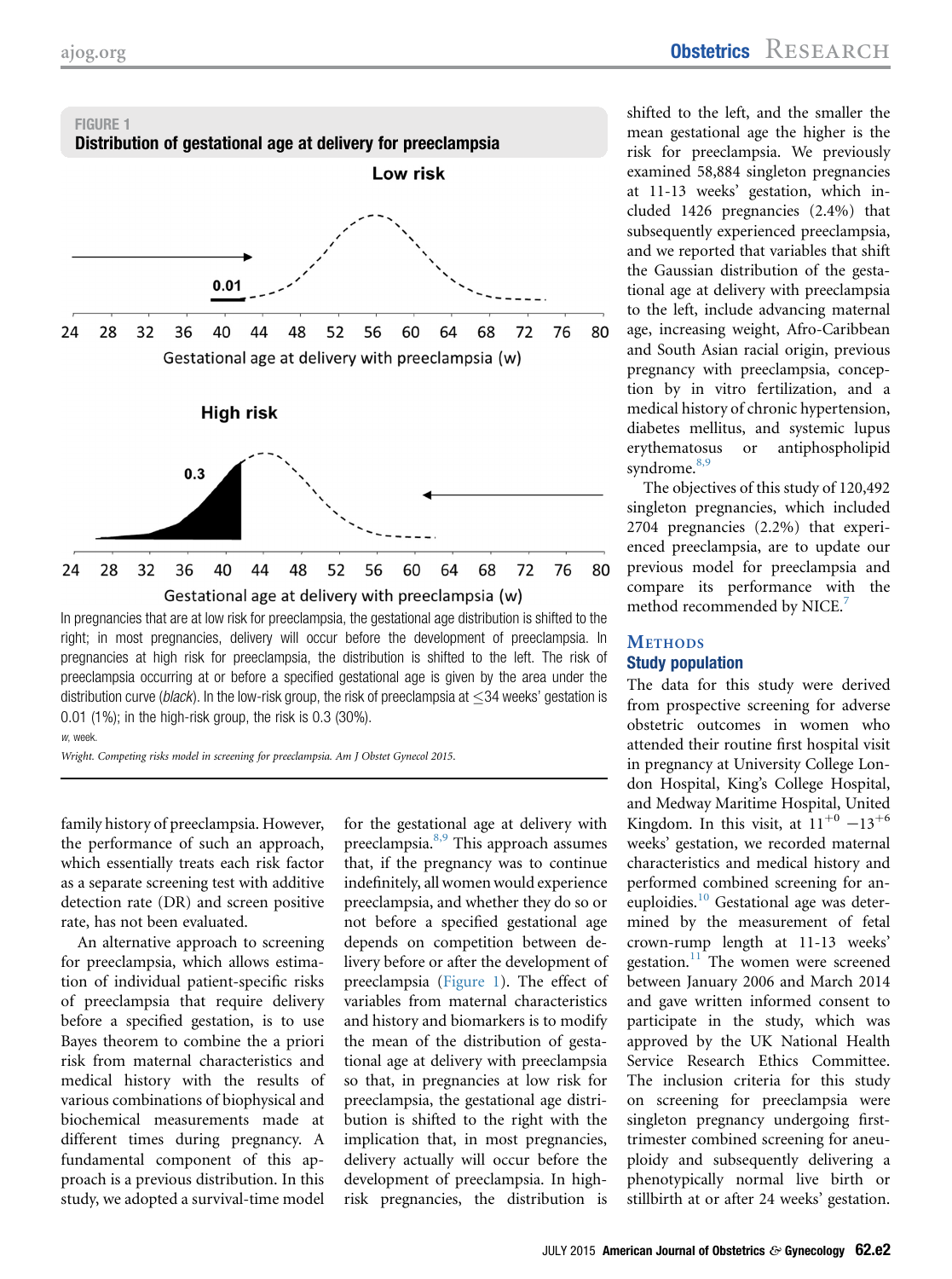**FIGURE 1**
**Distribution of gestational age at delivery for preeclampsia**

In pregnancies that are at low risk for preeclampsia, the gestational age distribution is shifted to the right; in most pregnancies, delivery will occur before the development of preeclampsia. In pregnancies at high risk for preeclampsia, the distribution is shifted to the left. The risk of preeclampsia occurring at or before a specified gestational age is given by the area under the distribution curve (*black*). In the low-risk group, the risk of preeclampsia at ≤34 weeks' gestation is 0.01 (1%); in the high-risk group, the risk is 0.3 (30%).

*w*, week.

*Wright. Competing risks model in screening for preeclampsia. Am J Obstet Gynecol 2015.*

family history of preeclampsia. However, the performance of such an approach, which essentially treats each risk factor as a separate screening test with additive detection rate (DR) and screen positive rate, has not been evaluated.

An alternative approach to screening for preeclampsia, which allows estimation of individual patient-specific risks of preeclampsia that require delivery before a specified gestation, is to use Bayes theorem to combine the a priori risk from maternal characteristics and medical history with the results of various combinations of biophysical and biochemical measurements made at different times during pregnancy. A fundamental component of this approach is a previous distribution. In this study, we adopted a survival-time model for the gestational age at delivery with preeclampsia.[8,9] This approach assumes that, if the pregnancy was to continue indefinitely, all women would experience preeclampsia, and whether they do so or not before a specified gestational age depends on competition between delivery before or after the development of preeclampsia (Figure 1). The effect of variables from maternal characteristics and history and biomarkers is to modify the mean of the distribution of gestational age at delivery with preeclampsia so that, in pregnancies at low risk for preeclampsia, the gestational age distribution is shifted to the right with the implication that, in most pregnancies, delivery actually will occur before the development of preeclampsia. In high-risk pregnancies, the distribution is shifted to the left, and the smaller the mean gestational age the higher is the risk for preeclampsia. We previously examined 58,884 singleton pregnancies at 11-13 weeks' gestation, which included 1426 pregnancies (2.4%) that subsequently experienced preeclampsia, and we reported that variables that shift the Gaussian distribution of the gestational age at delivery with preeclampsia to the left, include advancing maternal age, increasing weight, Afro-Caribbean and South Asian racial origin, previous pregnancy with preeclampsia, conception by in vitro fertilization, and a medical history of chronic hypertension, diabetes mellitus, and systemic lupus erythematosus or antiphospholipid syndrome.[8,9]

The objectives of this study of 120,492 singleton pregnancies, which included 2704 pregnancies (2.2%) that experienced preeclampsia, are to update our previous model for preeclampsia and compare its performance with the method recommended by NICE.[7]

# Methods

## Study population

The data for this study were derived from prospective screening for adverse obstetric outcomes in women who attended their routine first hospital visit in pregnancy at University College London Hospital, King's College Hospital, and Medway Maritime Hospital, United Kingdom. In this visit, at $11^{+0}-13^{+6}$ weeks' gestation, we recorded maternal characteristics and medical history and performed combined screening for aneuploidies.[10] Gestational age was determined by the measurement of fetal crown-rump length at 11-13 weeks' gestation.[11] The women were screened between January 2006 and March 2014 and gave written informed consent to participate in the study, which was approved by the UK National Health Service Research Ethics Committee. The inclusion criteria for this study on screening for preeclampsia were singleton pregnancy undergoing first-trimester combined screening for aneuploidy and subsequently delivering a phenotypically normal live birth or stillbirth at or after 24 weeks' gestation.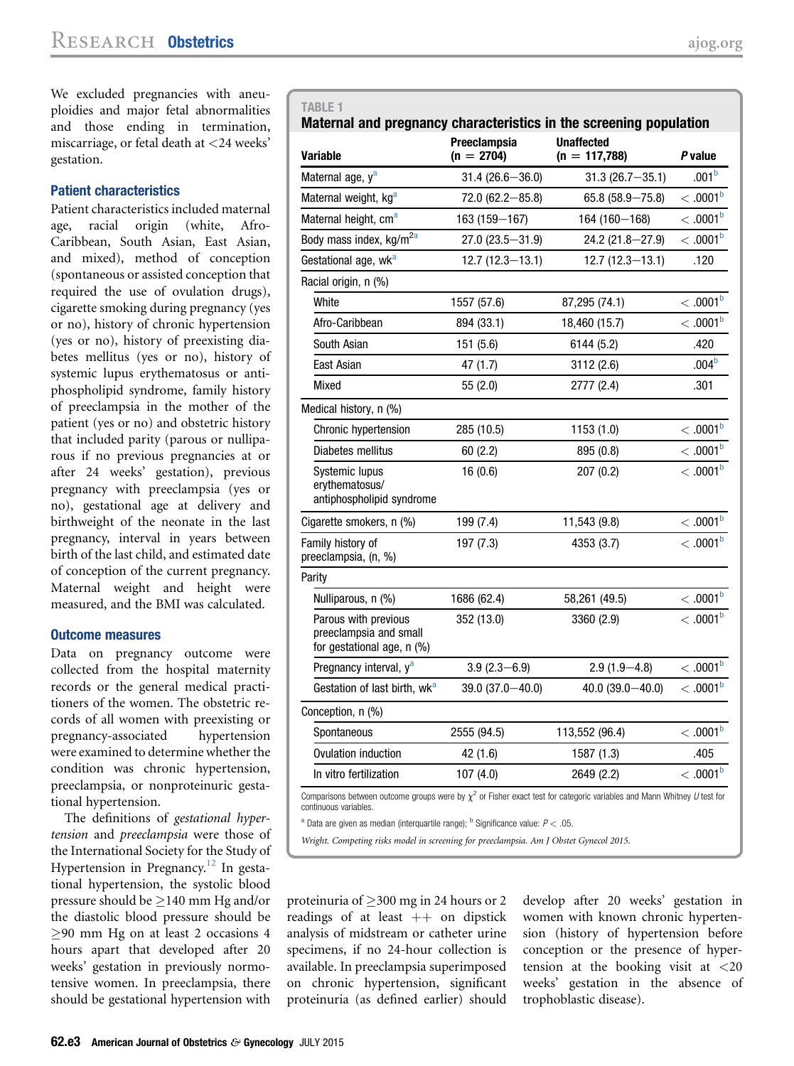We excluded pregnancies with aneuploidies and major fetal abnormalities and those ending in termination, miscarriage, or fetal death at <24 weeks' gestation.

### Patient characteristics

Patient characteristics included maternal age, racial origin (white, Afro-Caribbean, South Asian, East Asian, and mixed), method of conception (spontaneous or assisted conception that required the use of ovulation drugs), cigarette smoking during pregnancy (yes or no), history of chronic hypertension (yes or no), history of preexisting diabetes mellitus (yes or no), history of systemic lupus erythematosus or antiphospholipid syndrome, family history of preeclampsia in the mother of the patient (yes or no) and obstetric history that included parity (parous or nulliparous if no previous pregnancies at or after 24 weeks' gestation), previous pregnancy with preeclampsia (yes or no), gestational age at delivery and birthweight of the neonate in the last pregnancy, interval in years between birth of the last child, and estimated date of conception of the current pregnancy. Maternal weight and height were measured, and the BMI was calculated.

### Outcome measures

Data on pregnancy outcome were collected from the hospital maternity records or the general medical practitioners of the women. The obstetric records of all women with preexisting or pregnancy-associated hypertension were examined to determine whether the condition was chronic hypertension, preeclampsia, or nonproteinuric gestational hypertension.

The definitions of *gestational hypertension* and *preeclampsia* were those of the International Society for the Study of Hypertension in Pregnancy.[12] In gestational hypertension, the systolic blood pressure should be ≥140 mm Hg and/or the diastolic blood pressure should be ≥90 mm Hg on at least 2 occasions 4 hours apart that developed after 20 weeks' gestation in previously normotensive women. In preeclampsia, there should be gestational hypertension with proteinuria of ≥300 mg in 24 hours or 2 readings of at least ++ on dipstick analysis of midstream or catheter urine specimens, if no 24-hour collection is available. In preeclampsia superimposed on chronic hypertension, significant proteinuria (as defined earlier) should develop after 20 weeks' gestation in women with known chronic hypertension (history of hypertension before conception or the presence of hypertension at the booking visit at <20 weeks' gestation in the absence of trophoblastic disease).

**TABLE 1**
**Maternal and pregnancy characteristics in the screening population**

| Variable | Preeclampsia (n = 2704) | Unaffected (n = 117,788) | *P* value |
|---|---|---|---|
| Maternal age, y[a] | 31.4 (26.6–36.0) | 31.3 (26.7–35.1) | .001[b] |
| Maternal weight, kg[a] | 72.0 (62.2–85.8) | 65.8 (58.9–75.8) | < .0001[b] |
| Maternal height, cm[a] | 163 (159–167) | 164 (160–168) | < .0001[b] |
| Body mass index, kg/m$^2$[a] | 27.0 (23.5–31.9) | 24.2 (21.8–27.9) | < .0001[b] |
| Gestational age, wk[a] | 12.7 (12.3–13.1) | 12.7 (12.3–13.1) | .120 |
| Racial origin, n (%) | | | |
| White | 1557 (57.6) | 87,295 (74.1) | < .0001[b] |
| Afro-Caribbean | 894 (33.1) | 18,460 (15.7) | < .0001[b] |
| South Asian | 151 (5.6) | 6144 (5.2) | .420 |
| East Asian | 47 (1.7) | 3112 (2.6) | .004[b] |
| Mixed | 55 (2.0) | 2777 (2.4) | .301 |
| Medical history, n (%) | | | |
| Chronic hypertension | 285 (10.5) | 1153 (1.0) | < .0001[b] |
| Diabetes mellitus | 60 (2.2) | 895 (0.8) | < .0001[b] |
| Systemic lupus erythematosus/ antiphospholipid syndrome | 16 (0.6) | 207 (0.2) | < .0001[b] |
| Cigarette smokers, n (%) | 199 (7.4) | 11,543 (9.8) | < .0001[b] |
| Family history of preeclampsia, (n, %) | 197 (7.3) | 4353 (3.7) | < .0001[b] |
| Parity | | | |
| Nulliparous, n (%) | 1686 (62.4) | 58,261 (49.5) | < .0001[b] |
| Parous with previous preeclampsia and small for gestational age, n (%) | 352 (13.0) | 3360 (2.9) | < .0001[b] |
| Pregnancy interval, y[a] | 3.9 (2.3–6.9) | 2.9 (1.9–4.8) | < .0001[b] |
| Gestation of last birth, wk[a] | 39.0 (37.0–40.0) | 40.0 (39.0–40.0) | < .0001[b] |
| Conception, n (%) | | | |
| Spontaneous | 2555 (94.5) | 113,552 (96.4) | < .0001[b] |
| Ovulation induction | 42 (1.6) | 1587 (1.3) | .405 |
| In vitro fertilization | 107 (4.0) | 2649 (2.2) | < .0001[b] |

Comparisons between outcome groups were by $\chi^2$ or Fisher exact test for categoric variables and Mann Whitney *U* test for continuous variables.

[a] Data are given as median (interquartile range); [b] Significance value: $P < .05$.

*Wright. Competing risks model in screening for preeclampsia. Am J Obstet Gynecol 2015.*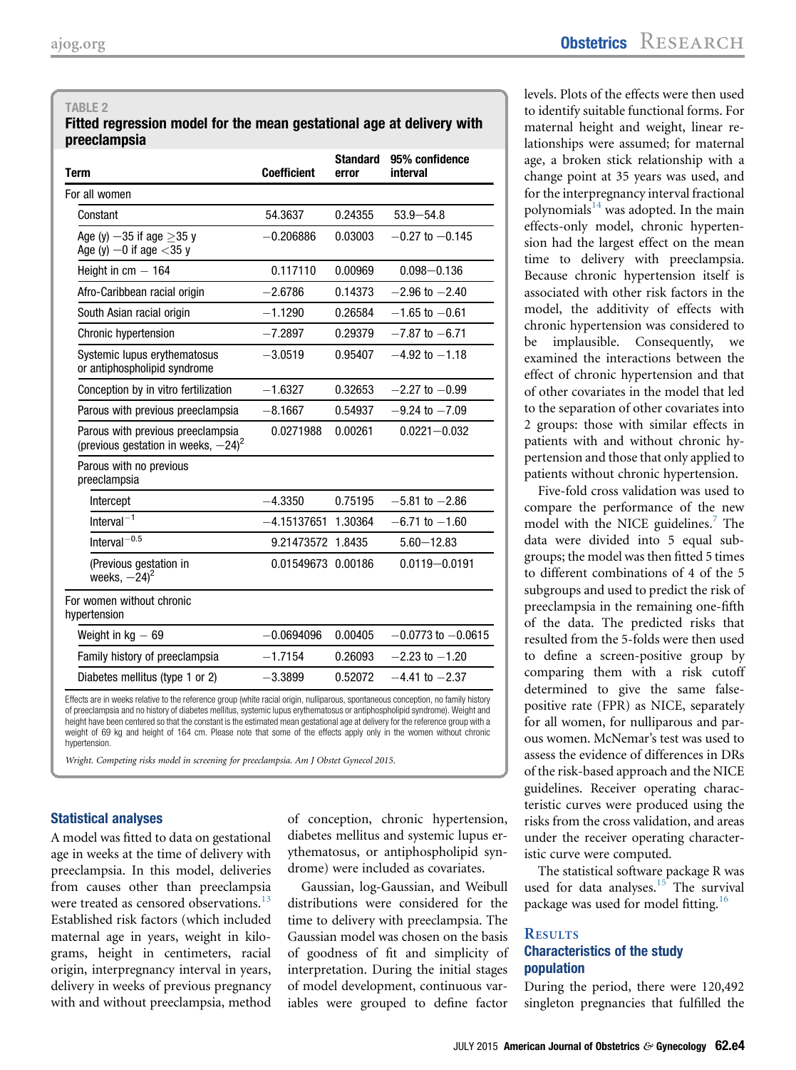**TABLE 2**

**Fitted regression model for the mean gestational age at delivery with preeclampsia**

| Term | Coefficient | Standard error | 95% confidence interval |
|---|---|---|---|
| For all women | | | |
| Constant | 54.3637 | 0.24355 | 53.9−54.8 |
| Age (y) −35 if age ≥35 y<br>Age (y) −0 if age <35 y | −0.206886 | 0.03003 | −0.27 to −0.145 |
| Height in cm − 164 | 0.117110 | 0.00969 | 0.098−0.136 |
| Afro-Caribbean racial origin | −2.6786 | 0.14373 | −2.96 to −2.40 |
| South Asian racial origin | −1.1290 | 0.26584 | −1.65 to −0.61 |
| Chronic hypertension | −7.2897 | 0.29379 | −7.87 to −6.71 |
| Systemic lupus erythematosus or antiphospholipid syndrome | −3.0519 | 0.95407 | −4.92 to −1.18 |
| Conception by in vitro fertilization | −1.6327 | 0.32653 | −2.27 to −0.99 |
| Parous with previous preeclampsia | −8.1667 | 0.54937 | −9.24 to −7.09 |
| Parous with previous preeclampsia (previous gestation in weeks, $-24)^2$ | 0.0271988 | 0.00261 | 0.0221−0.032 |
| Parous with no previous preeclampsia | | | |
| Intercept | −4.3350 | 0.75195 | −5.81 to −2.86 |
| $\text{Interval}^{-1}$ | −4.15137651 | 1.30364 | −6.71 to −1.60 |
| $\text{Interval}^{-0.5}$ | 9.21473572 | 1.8435 | 5.60−12.83 |
| (Previous gestation in weeks, $-24)^2$ | 0.01549673 | 0.00186 | 0.0119−0.0191 |
| For women without chronic hypertension | | | |
| Weight in kg − 69 | −0.0694096 | 0.00405 | −0.0773 to −0.0615 |
| Family history of preeclampsia | −1.7154 | 0.26093 | −2.23 to −1.20 |
| Diabetes mellitus (type 1 or 2) | −3.3899 | 0.52072 | −4.41 to −2.37 |

Effects are in weeks relative to the reference group (white racial origin, nulliparous, spontaneous conception, no family history of preeclampsia and no history of diabetes mellitus, systemic lupus erythematosus or antiphospholipid syndrome). Weight and height have been centered so that the constant is the estimated mean gestational age at delivery for the reference group with a weight of 69 kg and height of 164 cm. Please note that some of the effects apply only in the women without chronic hypertension.

*Wright. Competing risks model in screening for preeclampsia. Am J Obstet Gynecol 2015.*

### Statistical analyses

A model was fitted to data on gestational age in weeks at the time of delivery with preeclampsia. In this model, deliveries from causes other than preeclampsia were treated as censored observations.[13] Established risk factors (which included maternal age in years, weight in kilograms, height in centimeters, racial origin, interpregnancy interval in years, delivery in weeks of previous pregnancy with and without preeclampsia, method of conception, chronic hypertension, diabetes mellitus and systemic lupus erythematosus, or antiphospholipid syndrome) were included as covariates.

Gaussian, log-Gaussian, and Weibull distributions were considered for the time to delivery with preeclampsia. The Gaussian model was chosen on the basis of goodness of fit and simplicity of interpretation. During the initial stages of model development, continuous variables were grouped to define factor levels. Plots of the effects were then used to identify suitable functional forms. For maternal height and weight, linear relationships were assumed; for maternal age, a broken stick relationship with a change point at 35 years was used, and for the interpregnancy interval fractional polynomials[14] was adopted. In the main effects-only model, chronic hypertension had the largest effect on the mean time to delivery with preeclampsia. Because chronic hypertension itself is associated with other risk factors in the model, the additivity of effects with chronic hypertension was considered to be implausible. Consequently, we examined the interactions between the effect of chronic hypertension and that of other covariates in the model that led to the separation of other covariates into 2 groups: those with similar effects in patients with and without chronic hypertension and those that only applied to patients without chronic hypertension.

Five-fold cross validation was used to compare the performance of the new model with the NICE guidelines.[7] The data were divided into 5 equal subgroups; the model was then fitted 5 times to different combinations of 4 of the 5 subgroups and used to predict the risk of preeclampsia in the remaining one-fifth of the data. The predicted risks that resulted from the 5-folds were then used to define a screen-positive group by comparing them with a risk cutoff determined to give the same false-positive rate (FPR) as NICE, separately for all women, for nulliparous and parous women. McNemar's test was used to assess the evidence of differences in DRs of the risk-based approach and the NICE guidelines. Receiver operating characteristic curves were produced using the risks from the cross validation, and areas under the receiver operating characteristic curve were computed.

The statistical software package R was used for data analyses.[15] The survival package was used for model fitting.[16]

## Results

### Characteristics of the study population

During the period, there were 120,492 singleton pregnancies that fulfilled the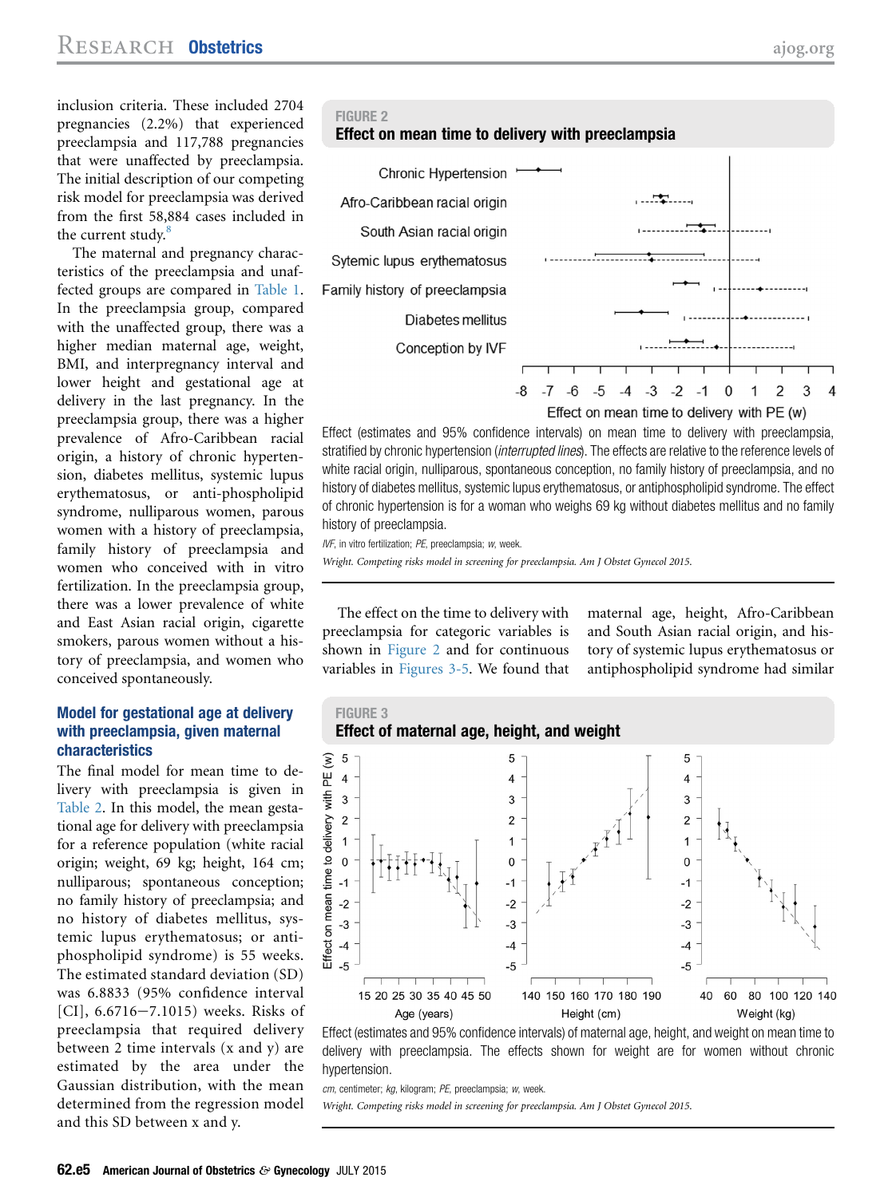inclusion criteria. These included 2704 pregnancies (2.2%) that experienced preeclampsia and 117,788 pregnancies that were unaffected by preeclampsia. The initial description of our competing risk model for preeclampsia was derived from the first 58,884 cases included in the current study.[8]

The maternal and pregnancy characteristics of the preeclampsia and unaffected groups are compared in Table 1. In the preeclampsia group, compared with the unaffected group, there was a higher median maternal age, weight, BMI, and interpregnancy interval and lower height and gestational age at delivery in the last pregnancy. In the preeclampsia group, there was a higher prevalence of Afro-Caribbean racial origin, a history of chronic hypertension, diabetes mellitus, systemic lupus erythematosus, or anti-phospholipid syndrome, nulliparous women, parous women with a history of preeclampsia, family history of preeclampsia and women who conceived with in vitro fertilization. In the preeclampsia group, there was a lower prevalence of white and East Asian racial origin, cigarette smokers, parous women without a history of preeclampsia, and women who conceived spontaneously.

### Model for gestational age at delivery with preeclampsia, given maternal characteristics

The final model for mean time to delivery with preeclampsia is given in Table 2. In this model, the mean gestational age for delivery with preeclampsia for a reference population (white racial origin; weight, 69 kg; height, 164 cm; nulliparous; spontaneous conception; no family history of preeclampsia; and no history of diabetes mellitus, systemic lupus erythematosus; or anti-phospholipid syndrome) is 55 weeks. The estimated standard deviation (SD) was 6.8833 (95% confidence interval [CI], 6.6716–7.1015) weeks. Risks of preeclampsia that required delivery between 2 time intervals (x and y) are estimated by the area under the Gaussian distribution, with the mean determined from the regression model and this SD between x and y.

**FIGURE 2**
**Effect on mean time to delivery with preeclampsia**

Effect (estimates and 95% confidence intervals) on mean time to delivery with preeclampsia, stratified by chronic hypertension (*interrupted lines*). The effects are relative to the reference levels of white racial origin, nulliparous, spontaneous conception, no family history of preeclampsia, and no history of diabetes mellitus, systemic lupus erythematosus, or antiphospholipid syndrome. The effect of chronic hypertension is for a woman who weighs 69 kg without diabetes mellitus and no family history of preeclampsia.

*IVF*, in vitro fertilization; *PE*, preeclampsia; *w*, week.

*Wright. Competing risks model in screening for preeclampsia. Am J Obstet Gynecol 2015.*

The effect on the time to delivery with preeclampsia for categoric variables is shown in Figure 2 and for continuous variables in Figures 3-5. We found that maternal age, height, Afro-Caribbean and South Asian racial origin, and history of systemic lupus erythematosus or antiphospholipid syndrome had similar

**FIGURE 3**
**Effect of maternal age, height, and weight**

Effect (estimates and 95% confidence intervals) of maternal age, height, and weight on mean time to delivery with preeclampsia. The effects shown for weight are for women without chronic hypertension.

*cm*, centimeter; *kg*, kilogram; *PE*, preeclampsia; *w*, week.

*Wright. Competing risks model in screening for preeclampsia. Am J Obstet Gynecol 2015.*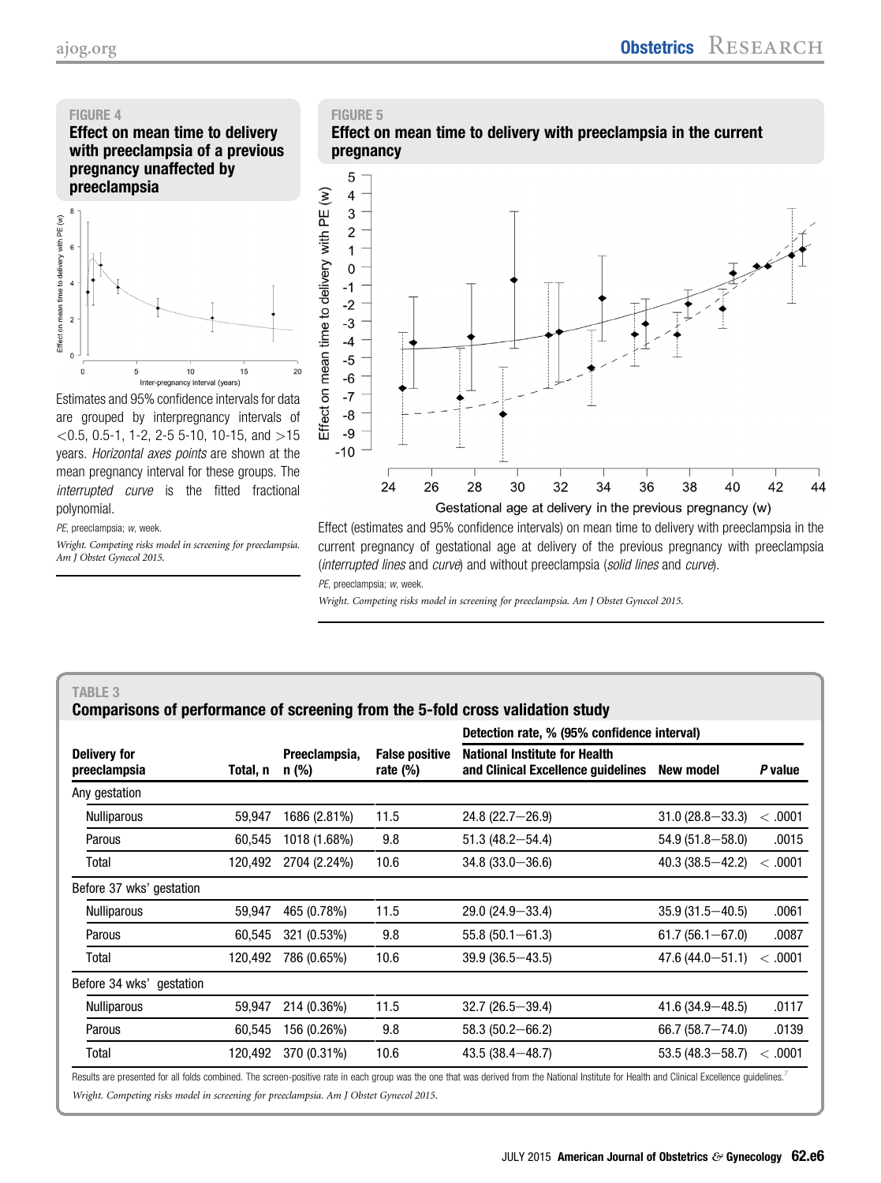**FIGURE 4**

**Effect on mean time to delivery with preeclampsia of a previous pregnancy unaffected by preeclampsia**

Estimates and 95% confidence intervals for data are grouped by interpregnancy intervals of <0.5, 0.5-1, 1-2, 2-5 5-10, 10-15, and >15 years. *Horizontal axes points* are shown at the mean pregnancy interval for these groups. The *interrupted curve* is the fitted fractional polynomial.

*PE*, preeclampsia; *w*, week.

*Wright. Competing risks model in screening for preeclampsia. Am J Obstet Gynecol 2015.*

**FIGURE 5**

**Effect on mean time to delivery with preeclampsia in the current pregnancy**

Effect (estimates and 95% confidence intervals) on mean time to delivery with preeclampsia in the current pregnancy of gestational age at delivery of the previous pregnancy with preeclampsia (*interrupted lines* and *curve*) and without preeclampsia (*solid lines* and *curve*).

*PE*, preeclampsia; *w*, week.

*Wright. Competing risks model in screening for preeclampsia. Am J Obstet Gynecol 2015.*

**TABLE 3**

**Comparisons of performance of screening from the 5-fold cross validation study**

| Delivery for preeclampsia | Total, n | Preeclampsia, n (%) | False positive rate (%) | Detection rate, % (95% confidence interval) | | |
|---|---|---|---|---|---|---|
| | | | | National Institute for Health and Clinical Excellence guidelines | New model | *P* value |
| Any gestation | | | | | | |
| Nulliparous | 59,947 | 1686 (2.81%) | 11.5 | 24.8 (22.7–26.9) | 31.0 (28.8–33.3) | < .0001 |
| Parous | 60,545 | 1018 (1.68%) | 9.8 | 51.3 (48.2–54.4) | 54.9 (51.8–58.0) | .0015 |
| Total | 120,492 | 2704 (2.24%) | 10.6 | 34.8 (33.0–36.6) | 40.3 (38.5–42.2) | < .0001 |
| Before 37 wks' gestation | | | | | | |
| Nulliparous | 59,947 | 465 (0.78%) | 11.5 | 29.0 (24.9–33.4) | 35.9 (31.5–40.5) | .0061 |
| Parous | 60,545 | 321 (0.53%) | 9.8 | 55.8 (50.1–61.3) | 61.7 (56.1–67.0) | .0087 |
| Total | 120,492 | 786 (0.65%) | 10.6 | 39.9 (36.5–43.5) | 47.6 (44.0–51.1) | < .0001 |
| Before 34 wks' gestation | | | | | | |
| Nulliparous | 59,947 | 214 (0.36%) | 11.5 | 32.7 (26.5–39.4) | 41.6 (34.9–48.5) | .0117 |
| Parous | 60,545 | 156 (0.26%) | 9.8 | 58.3 (50.2–66.2) | 66.7 (58.7–74.0) | .0139 |
| Total | 120,492 | 370 (0.31%) | 10.6 | 43.5 (38.4–48.7) | 53.5 (48.3–58.7) | < .0001 |

Results are presented for all folds combined. The screen-positive rate in each group was the one that was derived from the National Institute for Health and Clinical Excellence guidelines.[7]

*Wright. Competing risks model in screening for preeclampsia. Am J Obstet Gynecol 2015.*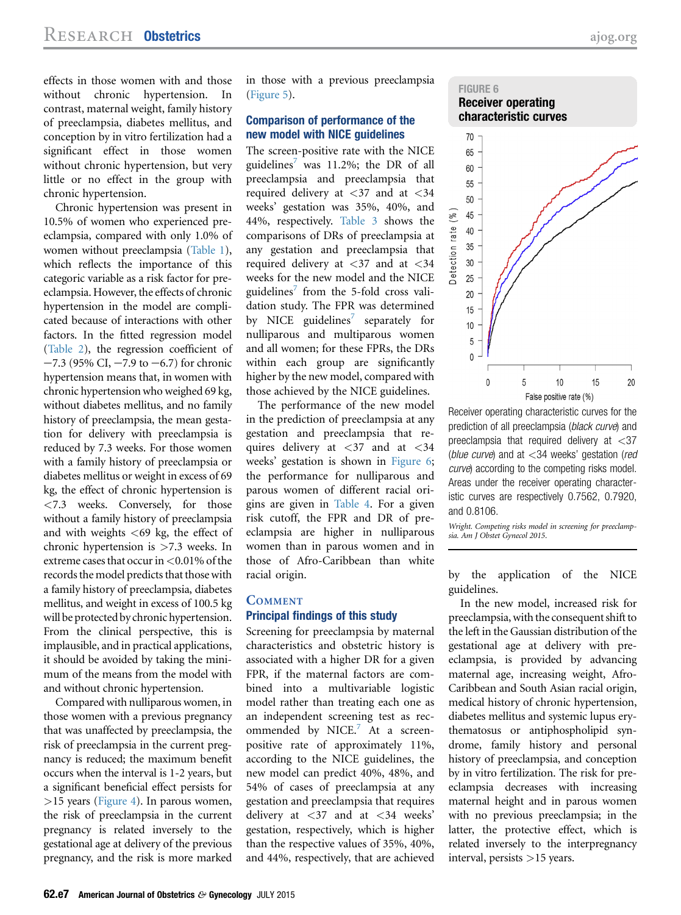effects in those women with and those without chronic hypertension. In contrast, maternal weight, family history of preeclampsia, diabetes mellitus, and conception by in vitro fertilization had a significant effect in those women without chronic hypertension, but very little or no effect in the group with chronic hypertension.

Chronic hypertension was present in 10.5% of women who experienced preeclampsia, compared with only 1.0% of women without preeclampsia (Table 1), which reflects the importance of this categoric variable as a risk factor for preeclampsia. However, the effects of chronic hypertension in the model are complicated because of interactions with other factors. In the fitted regression model (Table 2), the regression coefficient of −7.3 (95% CI, −7.9 to −6.7) for chronic hypertension means that, in women with chronic hypertension who weighed 69 kg, without diabetes mellitus, and no family history of preeclampsia, the mean gestation for delivery with preeclampsia is reduced by 7.3 weeks. For those women with a family history of preeclampsia or diabetes mellitus or weight in excess of 69 kg, the effect of chronic hypertension is <7.3 weeks. Conversely, for those without a family history of preeclampsia and with weights <69 kg, the effect of chronic hypertension is >7.3 weeks. In extreme cases that occur in <0.01% of the records the model predicts that those with a family history of preeclampsia, diabetes mellitus, and weight in excess of 100.5 kg will be protected by chronic hypertension. From the clinical perspective, this is implausible, and in practical applications, it should be avoided by taking the minimum of the means from the model with and without chronic hypertension.

Compared with nulliparous women, in those women with a previous pregnancy that was unaffected by preeclampsia, the risk of preeclampsia in the current pregnancy is reduced; the maximum benefit occurs when the interval is 1-2 years, but a significant beneficial effect persists for >15 years (Figure 4). In parous women, the risk of preeclampsia in the current pregnancy is related inversely to the gestational age at delivery of the previous pregnancy, and the risk is more marked in those with a previous preeclampsia (Figure 5).

### Comparison of performance of the new model with NICE guidelines

The screen-positive rate with the NICE guidelines[7] was 11.2%; the DR of all preeclampsia and preeclampsia that required delivery at <37 and at <34 weeks' gestation was 35%, 40%, and 44%, respectively. Table 3 shows the comparisons of DRs of preeclampsia at any gestation and preeclampsia that required delivery at <37 and at <34 weeks for the new model and the NICE guidelines[7] from the 5-fold cross validation study. The FPR was determined by NICE guidelines[7] separately for nulliparous and multiparous women and all women; for these FPRs, the DRs within each group are significantly higher by the new model, compared with those achieved by the NICE guidelines.

The performance of the new model in the prediction of preeclampsia at any gestation and preeclampsia that requires delivery at <37 and at <34 weeks' gestation is shown in Figure 6; the performance for nulliparous and parous women of different racial origins are given in Table 4. For a given risk cutoff, the FPR and DR of preeclampsia are higher in nulliparous women than in parous women and in those of Afro-Caribbean than white racial origin.

## Comment

### Principal findings of this study

Screening for preeclampsia by maternal characteristics and obstetric history is associated with a higher DR for a given FPR, if the maternal factors are combined into a multivariable logistic model rather than treating each one as an independent screening test as recommended by NICE.[7] At a screen-positive rate of approximately 11%, according to the NICE guidelines, the new model can predict 40%, 48%, and 54% of cases of preeclampsia at any gestation and preeclampsia that requires delivery at <37 and at <34 weeks' gestation, respectively, which is higher than the respective values of 35%, 40%, and 44%, respectively, that are achieved by the application of the NICE guidelines.

In the new model, increased risk for preeclampsia, with the consequent shift to the left in the Gaussian distribution of the gestational age at delivery with preeclampsia, is provided by advancing maternal age, increasing weight, Afro-Caribbean and South Asian racial origin, medical history of chronic hypertension, diabetes mellitus and systemic lupus erythematosus or antiphospholipid syndrome, family history and personal history of preeclampsia, and conception by in vitro fertilization. The risk for preeclampsia decreases with increasing maternal height and in parous women with no previous preeclampsia; in the latter, the protective effect, which is related inversely to the interpregnancy interval, persists >15 years.

**FIGURE 6**
**Receiver operating characteristic curves**

Receiver operating characteristic curves for the prediction of all preeclampsia (*black curve*) and preeclampsia that required delivery at <37 (*blue curve*) and at <34 weeks' gestation (*red curve*) according to the competing risks model. Areas under the receiver operating characteristic curves are respectively 0.7562, 0.7920, and 0.8106.

*Wright. Competing risks model in screening for preeclampsia. Am J Obstet Gynecol 2015.*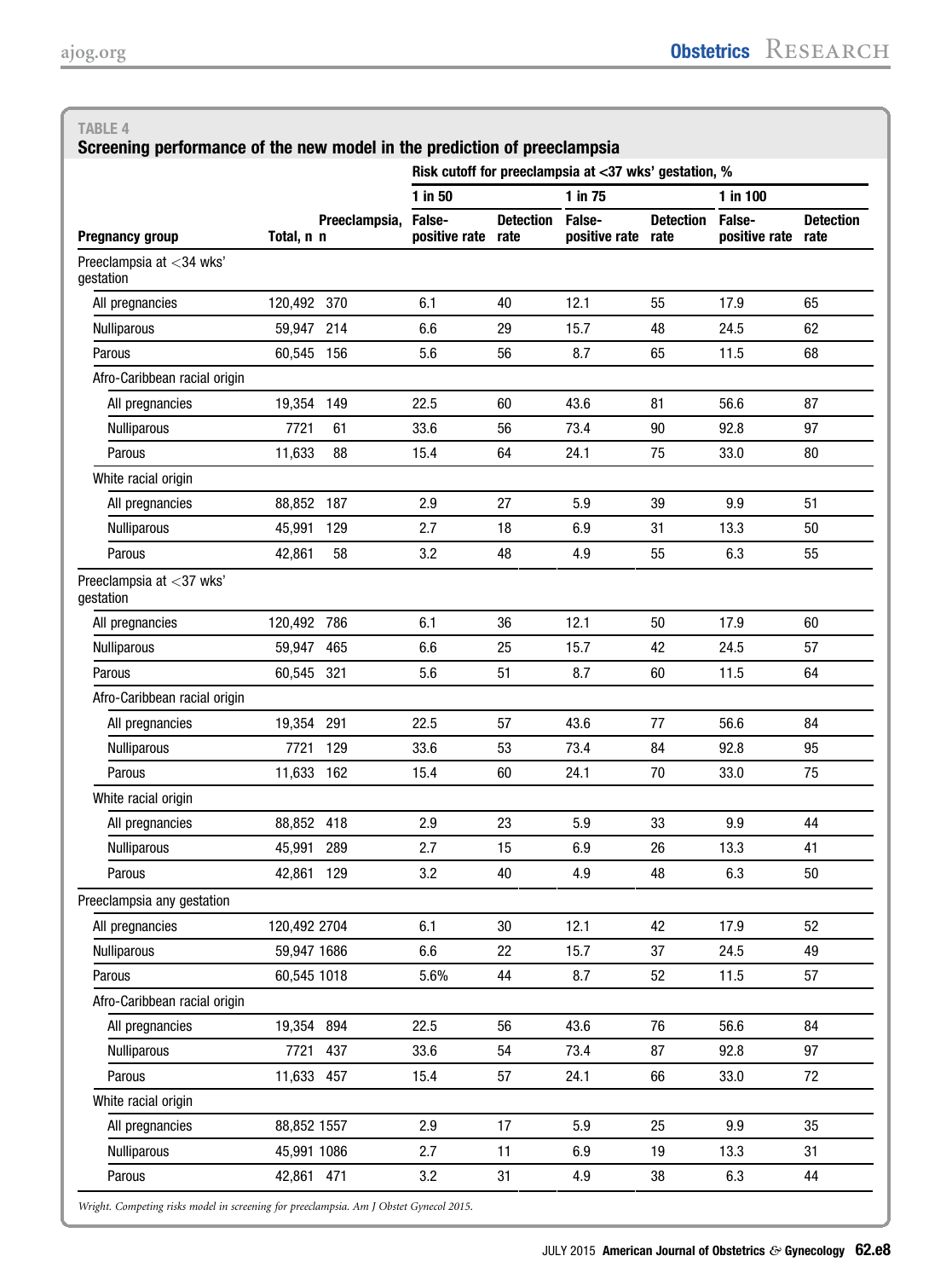**TABLE 4**

**Screening performance of the new model in the prediction of preeclampsia**

| Pregnancy group | Total, n | Preeclampsia, n | Risk cutoff for preeclampsia at <37 wks' gestation, % | | | | | |
|---|---|---|---|---|---|---|---|---|
| | | | 1 in 50 | | 1 in 75 | | 1 in 100 | |
| | | | False-positive rate | Detection rate | False-positive rate | Detection rate | False-positive rate | Detection rate |
| Preeclampsia at <34 wks' gestation | | | | | | | | |
| All pregnancies | 120,492 | 370 | 6.1 | 40 | 12.1 | 55 | 17.9 | 65 |
| Nulliparous | 59,947 | 214 | 6.6 | 29 | 15.7 | 48 | 24.5 | 62 |
| Parous | 60,545 | 156 | 5.6 | 56 | 8.7 | 65 | 11.5 | 68 |
| Afro-Caribbean racial origin | | | | | | | | |
| All pregnancies | 19,354 | 149 | 22.5 | 60 | 43.6 | 81 | 56.6 | 87 |
| Nulliparous | 7721 | 61 | 33.6 | 56 | 73.4 | 90 | 92.8 | 97 |
| Parous | 11,633 | 88 | 15.4 | 64 | 24.1 | 75 | 33.0 | 80 |
| White racial origin | | | | | | | | |
| All pregnancies | 88,852 | 187 | 2.9 | 27 | 5.9 | 39 | 9.9 | 51 |
| Nulliparous | 45,991 | 129 | 2.7 | 18 | 6.9 | 31 | 13.3 | 50 |
| Parous | 42,861 | 58 | 3.2 | 48 | 4.9 | 55 | 6.3 | 55 |
| Preeclampsia at <37 wks' gestation | | | | | | | | |
| All pregnancies | 120,492 | 786 | 6.1 | 36 | 12.1 | 50 | 17.9 | 60 |
| Nulliparous | 59,947 | 465 | 6.6 | 25 | 15.7 | 42 | 24.5 | 57 |
| Parous | 60,545 | 321 | 5.6 | 51 | 8.7 | 60 | 11.5 | 64 |
| Afro-Caribbean racial origin | | | | | | | | |
| All pregnancies | 19,354 | 291 | 22.5 | 57 | 43.6 | 77 | 56.6 | 84 |
| Nulliparous | 7721 | 129 | 33.6 | 53 | 73.4 | 84 | 92.8 | 95 |
| Parous | 11,633 | 162 | 15.4 | 60 | 24.1 | 70 | 33.0 | 75 |
| White racial origin | | | | | | | | |
| All pregnancies | 88,852 | 418 | 2.9 | 23 | 5.9 | 33 | 9.9 | 44 |
| Nulliparous | 45,991 | 289 | 2.7 | 15 | 6.9 | 26 | 13.3 | 41 |
| Parous | 42,861 | 129 | 3.2 | 40 | 4.9 | 48 | 6.3 | 50 |
| Preeclampsia any gestation | | | | | | | | |
| All pregnancies | 120,492 | 2704 | 6.1 | 30 | 12.1 | 42 | 17.9 | 52 |
| Nulliparous | 59,947 | 1686 | 6.6 | 22 | 15.7 | 37 | 24.5 | 49 |
| Parous | 60,545 | 1018 | 5.6% | 44 | 8.7 | 52 | 11.5 | 57 |
| Afro-Caribbean racial origin | | | | | | | | |
| All pregnancies | 19,354 | 894 | 22.5 | 56 | 43.6 | 76 | 56.6 | 84 |
| Nulliparous | 7721 | 437 | 33.6 | 54 | 73.4 | 87 | 92.8 | 97 |
| Parous | 11,633 | 457 | 15.4 | 57 | 24.1 | 66 | 33.0 | 72 |
| White racial origin | | | | | | | | |
| All pregnancies | 88,852 | 1557 | 2.9 | 17 | 5.9 | 25 | 9.9 | 35 |
| Nulliparous | 45,991 | 1086 | 2.7 | 11 | 6.9 | 19 | 13.3 | 31 |
| Parous | 42,861 | 471 | 3.2 | 31 | 4.9 | 38 | 6.3 | 44 |

*Wright. Competing risks model in screening for preeclampsia. Am J Obstet Gynecol 2015.*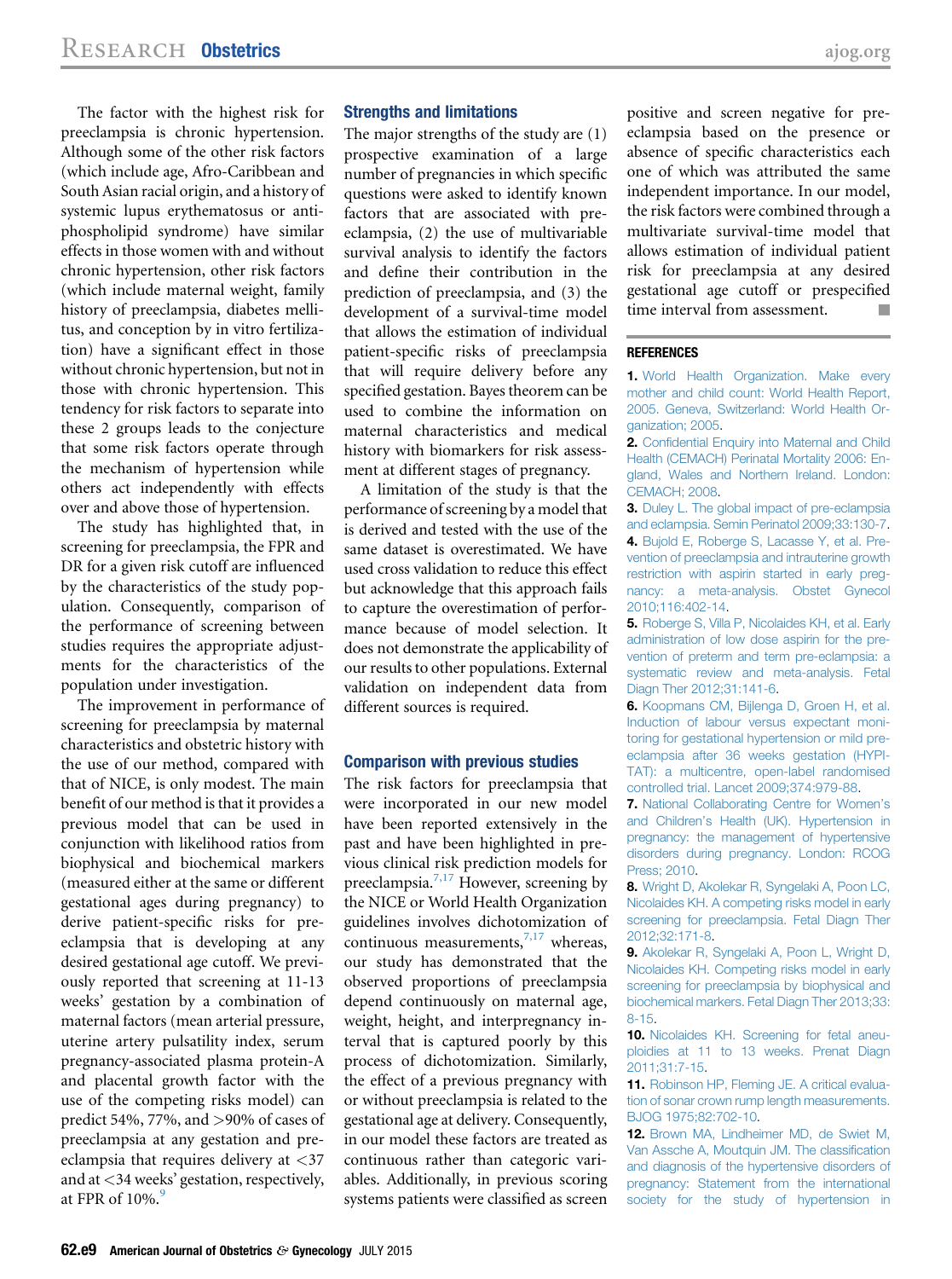The factor with the highest risk for preeclampsia is chronic hypertension. Although some of the other risk factors (which include age, Afro-Caribbean and South Asian racial origin, and a history of systemic lupus erythematosus or antiphospholipid syndrome) have similar effects in those women with and without chronic hypertension, other risk factors (which include maternal weight, family history of preeclampsia, diabetes mellitus, and conception by in vitro fertilization) have a significant effect in those without chronic hypertension, but not in those with chronic hypertension. This tendency for risk factors to separate into these 2 groups leads to the conjecture that some risk factors operate through the mechanism of hypertension while others act independently with effects over and above those of hypertension.

The study has highlighted that, in screening for preeclampsia, the FPR and DR for a given risk cutoff are influenced by the characteristics of the study population. Consequently, comparison of the performance of screening between studies requires the appropriate adjustments for the characteristics of the population under investigation.

The improvement in performance of screening for preeclampsia by maternal characteristics and obstetric history with the use of our method, compared with that of NICE, is only modest. The main benefit of our method is that it provides a previous model that can be used in conjunction with likelihood ratios from biophysical and biochemical markers (measured either at the same or different gestational ages during pregnancy) to derive patient-specific risks for preeclampsia that is developing at any desired gestational age cutoff. We previously reported that screening at 11-13 weeks' gestation by a combination of maternal factors (mean arterial pressure, uterine artery pulsatility index, serum pregnancy-associated plasma protein-A and placental growth factor with the use of the competing risks model) can predict 54%, 77%, and >90% of cases of preeclampsia at any gestation and preeclampsia that requires delivery at <37 and at <34 weeks' gestation, respectively, at FPR of 10%.[9]

## Strengths and limitations

The major strengths of the study are (1) prospective examination of a large number of pregnancies in which specific questions were asked to identify known factors that are associated with preeclampsia, (2) the use of multivariable survival analysis to identify the factors and define their contribution in the prediction of preeclampsia, and (3) the development of a survival-time model that allows the estimation of individual patient-specific risks of preeclampsia that will require delivery before any specified gestation. Bayes theorem can be used to combine the information on maternal characteristics and medical history with biomarkers for risk assessment at different stages of pregnancy.

A limitation of the study is that the performance of screening by a model that is derived and tested with the use of the same dataset is overestimated. We have used cross validation to reduce this effect but acknowledge that this approach fails to capture the overestimation of performance because of model selection. It does not demonstrate the applicability of our results to other populations. External validation on independent data from different sources is required.

## Comparison with previous studies

The risk factors for preeclampsia that were incorporated in our new model have been reported extensively in the past and have been highlighted in previous clinical risk prediction models for preeclampsia.[7,17] However, screening by the NICE or World Health Organization guidelines involves dichotomization of continuous measurements,[7,17] whereas, our study has demonstrated that the observed proportions of preeclampsia depend continuously on maternal age, weight, height, and interpregnancy interval that is captured poorly by this process of dichotomization. Similarly, the effect of a previous pregnancy with or without preeclampsia is related to the gestational age at delivery. Consequently, in our model these factors are treated as continuous rather than categoric variables. Additionally, in previous scoring systems patients were classified as screen positive and screen negative for preeclampsia based on the presence or absence of specific characteristics each one of which was attributed the same independent importance. In our model, the risk factors were combined through a multivariate survival-time model that allows estimation of individual patient risk for preeclampsia at any desired gestational age cutoff or prespecified time interval from assessment. ■

## REFERENCES

1. World Health Organization. Make every mother and child count: World Health Report, 2005. Geneva, Switzerland: World Health Organization; 2005.
2. Confidential Enquiry into Maternal and Child Health (CEMACH) Perinatal Mortality 2006: England, Wales and Northern Ireland. London: CEMACH; 2008.
3. Duley L. The global impact of pre-eclampsia and eclampsia. Semin Perinatol 2009;33:130-7.
4. Bujold E, Roberge S, Lacasse Y, et al. Prevention of preeclampsia and intrauterine growth restriction with aspirin started in early pregnancy: a meta-analysis. Obstet Gynecol 2010;116:402-14.
5. Roberge S, Villa P, Nicolaides KH, et al. Early administration of low dose aspirin for the prevention of preterm and term pre-eclampsia: a systematic review and meta-analysis. Fetal Diagn Ther 2012;31:141-6.
6. Koopmans CM, Bijlenga D, Groen H, et al. Induction of labour versus expectant monitoring for gestational hypertension or mild pre-eclampsia after 36 weeks gestation (HYPITAT): a multicentre, open-label randomised controlled trial. Lancet 2009;374:979-88.
7. National Collaborating Centre for Women's and Children's Health (UK). Hypertension in pregnancy: the management of hypertensive disorders during pregnancy. London: RCOG Press; 2010.
8. Wright D, Akolekar R, Syngelaki A, Poon LC, Nicolaides KH. A competing risks model in early screening for preeclampsia. Fetal Diagn Ther 2012;32:171-8.
9. Akolekar R, Syngelaki A, Poon L, Wright D, Nicolaides KH. Competing risks model in early screening for preeclampsia by biophysical and biochemical markers. Fetal Diagn Ther 2013;33:8-15.
10. Nicolaides KH. Screening for fetal aneuploidies at 11 to 13 weeks. Prenat Diagn 2011;31:7-15.
11. Robinson HP, Fleming JE. A critical evaluation of sonar crown rump length measurements. BJOG 1975;82:702-10.
12. Brown MA, Lindheimer MD, de Swiet M, Van Assche A, Moutquin JM. The classification and diagnosis of the hypertensive disorders of pregnancy: Statement from the international society for the study of hypertension in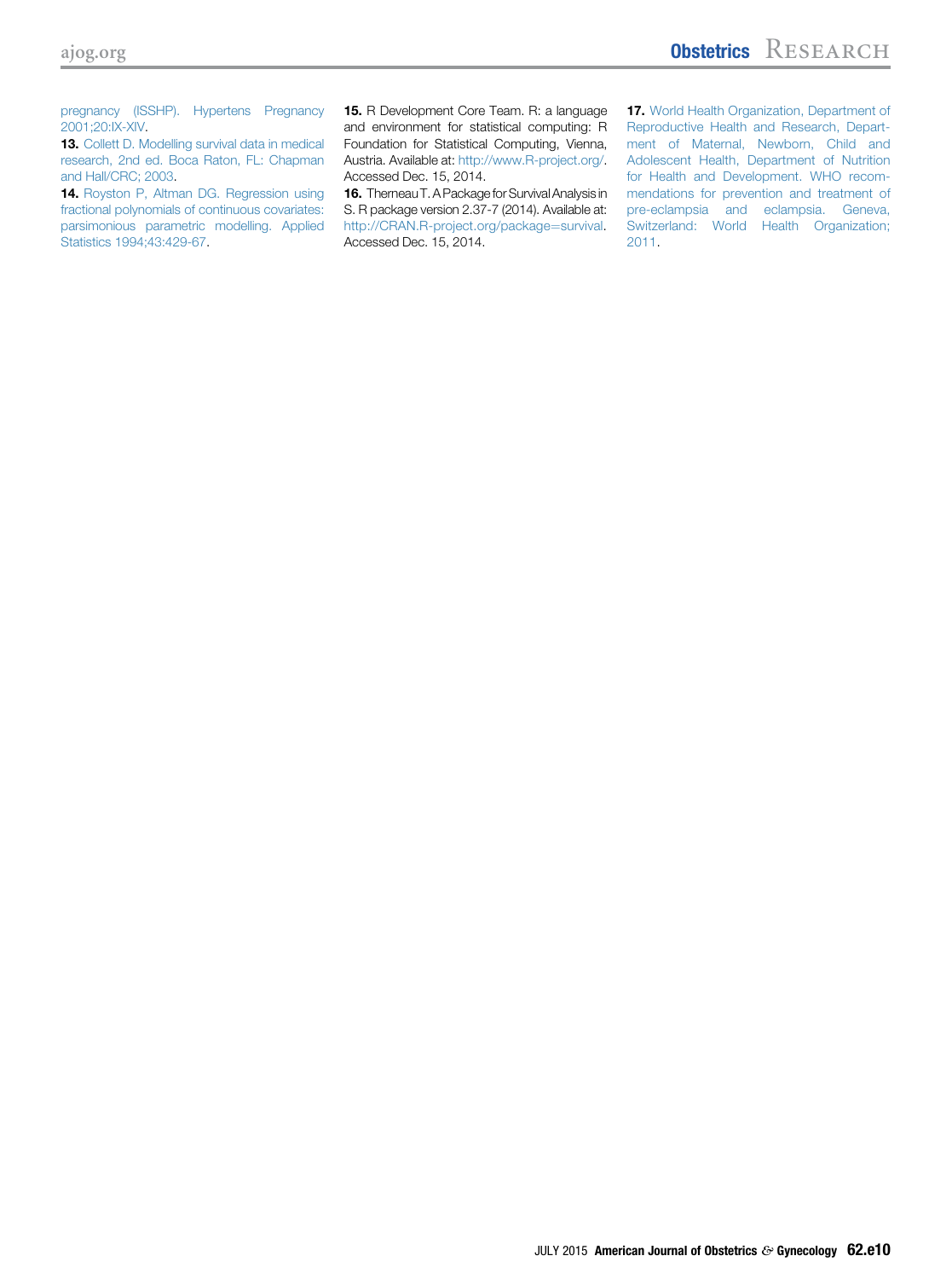pregnancy (ISSHP). Hypertens Pregnancy 2001;20:IX-XIV.

**13.** Collett D. Modelling survival data in medical research, 2nd ed. Boca Raton, FL: Chapman and Hall/CRC; 2003.

**14.** Royston P, Altman DG. Regression using fractional polynomials of continuous covariates: parsimonious parametric modelling. Applied Statistics 1994;43:429-67.

**15.** R Development Core Team. R: a language and environment for statistical computing: R Foundation for Statistical Computing, Vienna, Austria. Available at: http://www.R-project.org/. Accessed Dec. 15, 2014.

**16.** Therneau T. A Package for Survival Analysis in S. R package version 2.37-7 (2014). Available at: http://CRAN.R-project.org/package=survival. Accessed Dec. 15, 2014.

**17.** World Health Organization, Department of Reproductive Health and Research, Department of Maternal, Newborn, Child and Adolescent Health, Department of Nutrition for Health and Development. WHO recommendations for prevention and treatment of pre-eclampsia and eclampsia. Geneva, Switzerland: World Health Organization; 2011.